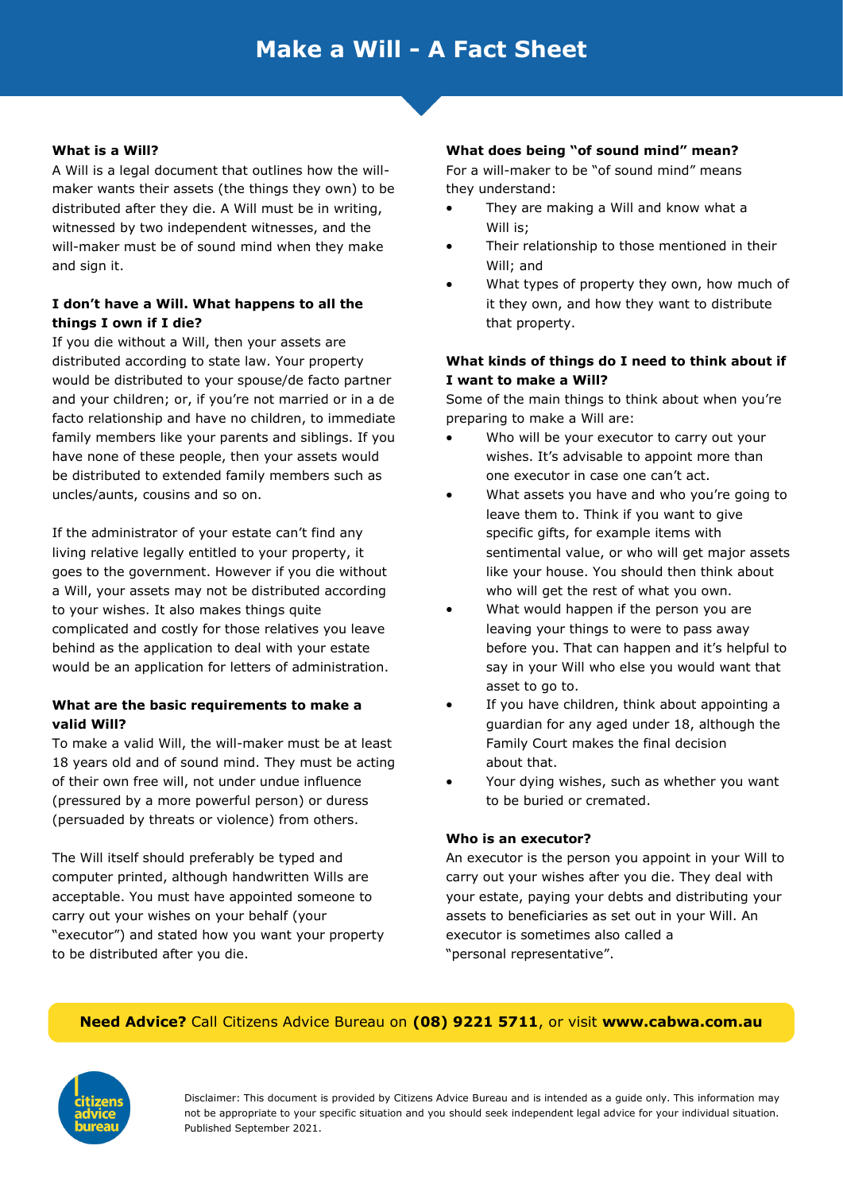# Make a Will - A Fact Sheet

**What is a Will?**

A Will is a legal document that outlines how the will-maker wants their assets (the things they own) to be distributed after they die. A Will must be in writing, witnessed by two independent witnesses, and the will-maker must be of sound mind when they make and sign it.

**I don't have a Will. What happens to all the things I own if I die?**

If you die without a Will, then your assets are distributed according to state law. Your property would be distributed to your spouse/de facto partner and your children; or, if you're not married or in a de facto relationship and have no children, to immediate family members like your parents and siblings. If you have none of these people, then your assets would be distributed to extended family members such as uncles/aunts, cousins and so on.

If the administrator of your estate can't find any living relative legally entitled to your property, it goes to the government. However if you die without a Will, your assets may not be distributed according to your wishes. It also makes things quite complicated and costly for those relatives you leave behind as the application to deal with your estate would be an application for letters of administration.

**What are the basic requirements to make a valid Will?**

To make a valid Will, the will-maker must be at least 18 years old and of sound mind. They must be acting of their own free will, not under undue influence (pressured by a more powerful person) or duress (persuaded by threats or violence) from others.

The Will itself should preferably be typed and computer printed, although handwritten Wills are acceptable. You must have appointed someone to carry out your wishes on your behalf (your "executor") and stated how you want your property to be distributed after you die.

**What does being "of sound mind" mean?**

For a will-maker to be "of sound mind" means they understand:

- They are making a Will and know what a Will is;
- Their relationship to those mentioned in their Will; and
- What types of property they own, how much of it they own, and how they want to distribute that property.

**What kinds of things do I need to think about if I want to make a Will?**

Some of the main things to think about when you're preparing to make a Will are:

- Who will be your executor to carry out your wishes. It's advisable to appoint more than one executor in case one can't act.
- What assets you have and who you're going to leave them to. Think if you want to give specific gifts, for example items with sentimental value, or who will get major assets like your house. You should then think about who will get the rest of what you own.
- What would happen if the person you are leaving your things to were to pass away before you. That can happen and it's helpful to say in your Will who else you would want that asset to go to.
- If you have children, think about appointing a guardian for any aged under 18, although the Family Court makes the final decision about that.
- Your dying wishes, such as whether you want to be buried or cremated.

**Who is an executor?**

An executor is the person you appoint in your Will to carry out your wishes after you die. They deal with your estate, paying your debts and distributing your assets to beneficiaries as set out in your Will. An executor is sometimes also called a "personal representative".

**Need Advice?** Call Citizens Advice Bureau on **(08) 9221 5711**, or visit **www.cabwa.com.au**

citizens advice bureau

Disclaimer: This document is provided by Citizens Advice Bureau and is intended as a guide only. This information may not be appropriate to your specific situation and you should seek independent legal advice for your individual situation. Published September 2021.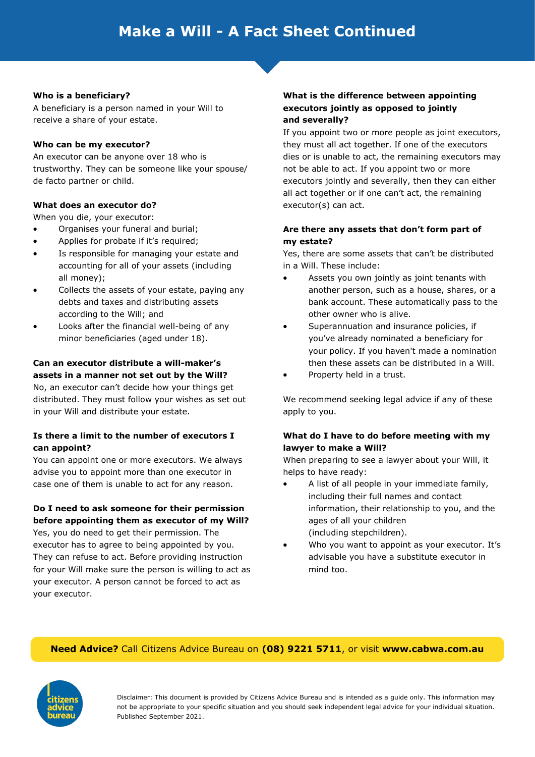# Make a Will - A Fact Sheet Continued

**Who is a beneficiary?**

A beneficiary is a person named in your Will to receive a share of your estate.

**Who can be my executor?**

An executor can be anyone over 18 who is trustworthy. They can be someone like your spouse/de facto partner or child.

**What does an executor do?**

When you die, your executor:

- Organises your funeral and burial;
- Applies for probate if it's required;
- Is responsible for managing your estate and accounting for all of your assets (including all money);
- Collects the assets of your estate, paying any debts and taxes and distributing assets according to the Will; and
- Looks after the financial well-being of any minor beneficiaries (aged under 18).

**Can an executor distribute a will-maker's assets in a manner not set out by the Will?**

No, an executor can't decide how your things get distributed. They must follow your wishes as set out in your Will and distribute your estate.

**Is there a limit to the number of executors I can appoint?**

You can appoint one or more executors. We always advise you to appoint more than one executor in case one of them is unable to act for any reason.

**Do I need to ask someone for their permission before appointing them as executor of my Will?**

Yes, you do need to get their permission. The executor has to agree to being appointed by you. They can refuse to act. Before providing instruction for your Will make sure the person is willing to act as your executor. A person cannot be forced to act as your executor.

**What is the difference between appointing executors jointly as opposed to jointly and severally?**

If you appoint two or more people as joint executors, they must all act together. If one of the executors dies or is unable to act, the remaining executors may not be able to act. If you appoint two or more executors jointly and severally, then they can either all act together or if one can't act, the remaining executor(s) can act.

**Are there any assets that don't form part of my estate?**

Yes, there are some assets that can't be distributed in a Will. These include:

- Assets you own jointly as joint tenants with another person, such as a house, shares, or a bank account. These automatically pass to the other owner who is alive.
- Superannuation and insurance policies, if you've already nominated a beneficiary for your policy. If you haven't made a nomination then these assets can be distributed in a Will.
- Property held in a trust.

We recommend seeking legal advice if any of these apply to you.

**What do I have to do before meeting with my lawyer to make a Will?**

When preparing to see a lawyer about your Will, it helps to have ready:

- A list of all people in your immediate family, including their full names and contact information, their relationship to you, and the ages of all your children (including stepchildren).
- Who you want to appoint as your executor. It's advisable you have a substitute executor in mind too.

**Need Advice?** Call Citizens Advice Bureau on **(08) 9221 5711**, or visit **www.cabwa.com.au**

Disclaimer: This document is provided by Citizens Advice Bureau and is intended as a guide only. This information may not be appropriate to your specific situation and you should seek independent legal advice for your individual situation. Published September 2021.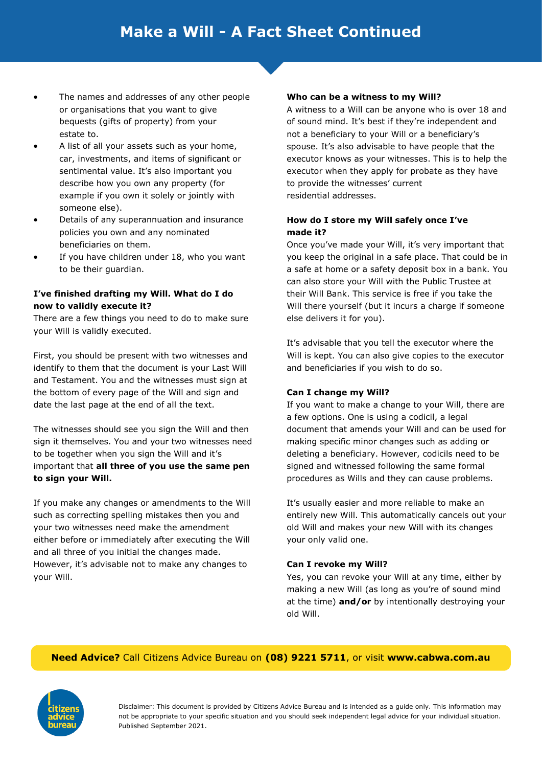# Make a Will - A Fact Sheet Continued

- The names and addresses of any other people or organisations that you want to give bequests (gifts of property) from your estate to.
- A list of all your assets such as your home, car, investments, and items of significant or sentimental value. It's also important you describe how you own any property (for example if you own it solely or jointly with someone else).
- Details of any superannuation and insurance policies you own and any nominated beneficiaries on them.
- If you have children under 18, who you want to be their guardian.

**I've finished drafting my Will. What do I do now to validly execute it?**

There are a few things you need to do to make sure your Will is validly executed.

First, you should be present with two witnesses and identify to them that the document is your Last Will and Testament. You and the witnesses must sign at the bottom of every page of the Will and sign and date the last page at the end of all the text.

The witnesses should see you sign the Will and then sign it themselves. You and your two witnesses need to be together when you sign the Will and it's important that **all three of you use the same pen to sign your Will.**

If you make any changes or amendments to the Will such as correcting spelling mistakes then you and your two witnesses need make the amendment either before or immediately after executing the Will and all three of you initial the changes made. However, it's advisable not to make any changes to your Will.

**Who can be a witness to my Will?**

A witness to a Will can be anyone who is over 18 and of sound mind. It's best if they're independent and not a beneficiary to your Will or a beneficiary's spouse. It's also advisable to have people that the executor knows as your witnesses. This is to help the executor when they apply for probate as they have to provide the witnesses' current residential addresses.

**How do I store my Will safely once I've made it?**

Once you've made your Will, it's very important that you keep the original in a safe place. That could be in a safe at home or a safety deposit box in a bank. You can also store your Will with the Public Trustee at their Will Bank. This service is free if you take the Will there yourself (but it incurs a charge if someone else delivers it for you).

It's advisable that you tell the executor where the Will is kept. You can also give copies to the executor and beneficiaries if you wish to do so.

**Can I change my Will?**

If you want to make a change to your Will, there are a few options. One is using a codicil, a legal document that amends your Will and can be used for making specific minor changes such as adding or deleting a beneficiary. However, codicils need to be signed and witnessed following the same formal procedures as Wills and they can cause problems.

It's usually easier and more reliable to make an entirely new Will. This automatically cancels out your old Will and makes your new Will with its changes your only valid one.

**Can I revoke my Will?**

Yes, you can revoke your Will at any time, either by making a new Will (as long as you're of sound mind at the time) **and/or** by intentionally destroying your old Will.

**Need Advice?** Call Citizens Advice Bureau on **(08) 9221 5711**, or visit **www.cabwa.com.au**

Disclaimer: This document is provided by Citizens Advice Bureau and is intended as a guide only. This information may not be appropriate to your specific situation and you should seek independent legal advice for your individual situation. Published September 2021.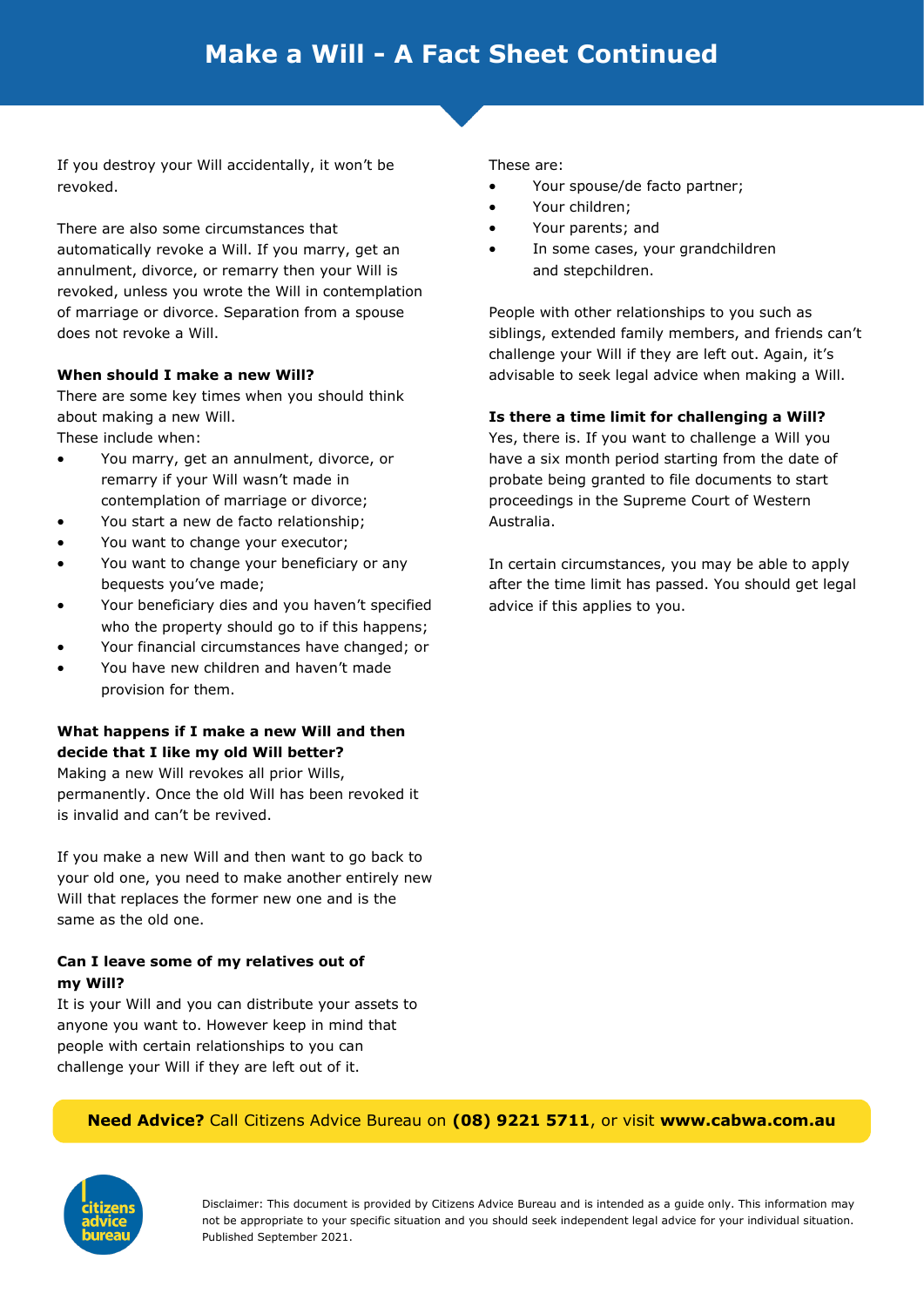# Make a Will - A Fact Sheet Continued

If you destroy your Will accidentally, it won't be revoked.

There are also some circumstances that automatically revoke a Will. If you marry, get an annulment, divorce, or remarry then your Will is revoked, unless you wrote the Will in contemplation of marriage or divorce. Separation from a spouse does not revoke a Will.

**When should I make a new Will?**

There are some key times when you should think about making a new Will.

These include when:

- You marry, get an annulment, divorce, or remarry if your Will wasn't made in contemplation of marriage or divorce;
- You start a new de facto relationship;
- You want to change your executor;
- You want to change your beneficiary or any bequests you've made;
- Your beneficiary dies and you haven't specified who the property should go to if this happens;
- Your financial circumstances have changed; or
- You have new children and haven't made provision for them.

**What happens if I make a new Will and then decide that I like my old Will better?**

Making a new Will revokes all prior Wills, permanently. Once the old Will has been revoked it is invalid and can't be revived.

If you make a new Will and then want to go back to your old one, you need to make another entirely new Will that replaces the former new one and is the same as the old one.

**Can I leave some of my relatives out of my Will?**

It is your Will and you can distribute your assets to anyone you want to. However keep in mind that people with certain relationships to you can challenge your Will if they are left out of it.

These are:

- Your spouse/de facto partner;
- Your children;
- Your parents; and
- In some cases, your grandchildren and stepchildren.

People with other relationships to you such as siblings, extended family members, and friends can't challenge your Will if they are left out. Again, it's advisable to seek legal advice when making a Will.

**Is there a time limit for challenging a Will?**

Yes, there is. If you want to challenge a Will you have a six month period starting from the date of probate being granted to file documents to start proceedings in the Supreme Court of Western Australia.

In certain circumstances, you may be able to apply after the time limit has passed. You should get legal advice if this applies to you.

**Need Advice?** Call Citizens Advice Bureau on **(08) 9221 5711**, or visit **www.cabwa.com.au**

citizens advice bureau

Disclaimer: This document is provided by Citizens Advice Bureau and is intended as a guide only. This information may not be appropriate to your specific situation and you should seek independent legal advice for your individual situation. Published September 2021.